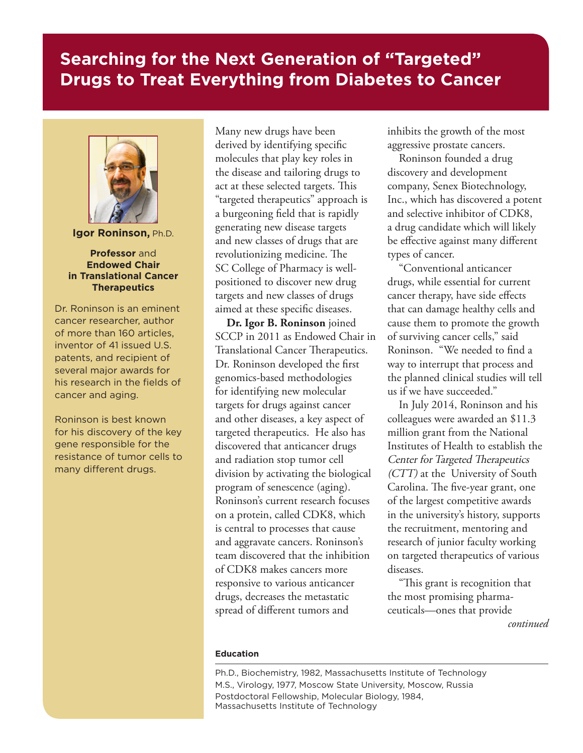# Searching for the Next Generation of "Targeted" Drugs to Treat Everything from Diabetes to Cancer

**Igor Roninson,** Ph.D.

**Professor** and **Endowed Chair in Translational Cancer Therapeutics**

Dr. Roninson is an eminent cancer researcher, author of more than 160 articles, inventor of 41 issued U.S. patents, and recipient of several major awards for his research in the fields of cancer and aging.

Roninson is best known for his discovery of the key gene responsible for the resistance of tumor cells to many different drugs.

Many new drugs have been derived by identifying specific molecules that play key roles in the disease and tailoring drugs to act at these selected targets. This "targeted therapeutics" approach is a burgeoning field that is rapidly generating new disease targets and new classes of drugs that are revolutionizing medicine. The SC College of Pharmacy is well-positioned to discover new drug targets and new classes of drugs aimed at these specific diseases.

**Dr. Igor B. Roninson** joined SCCP in 2011 as Endowed Chair in Translational Cancer Therapeutics. Dr. Roninson developed the first genomics-based methodologies for identifying new molecular targets for drugs against cancer and other diseases, a key aspect of targeted therapeutics. He also has discovered that anticancer drugs and radiation stop tumor cell division by activating the biological program of senescence (aging). Roninson's current research focuses on a protein, called CDK8, which is central to processes that cause and aggravate cancers. Roninson's team discovered that the inhibition of CDK8 makes cancers more responsive to various anticancer drugs, decreases the metastatic spread of different tumors and inhibits the growth of the most aggressive prostate cancers.

Roninson founded a drug discovery and development company, Senex Biotechnology, Inc., which has discovered a potent and selective inhibitor of CDK8, a drug candidate which will likely be effective against many different types of cancer.

"Conventional anticancer drugs, while essential for current cancer therapy, have side effects that can damage healthy cells and cause them to promote the growth of surviving cancer cells," said Roninson. "We needed to find a way to interrupt that process and the planned clinical studies will tell us if we have succeeded."

In July 2014, Roninson and his colleagues were awarded an $11.3 million grant from the National Institutes of Health to establish the *Center for Targeted Therapeutics (CTT)* at the University of South Carolina. The five-year grant, one of the largest competitive awards in the university's history, supports the recruitment, mentoring and research of junior faculty working on targeted therapeutics of various diseases.

"This grant is recognition that the most promising pharmaceuticals—ones that provide

*continued*

**Education**

Ph.D., Biochemistry, 1982, Massachusetts Institute of Technology
M.S., Virology, 1977, Moscow State University, Moscow, Russia
Postdoctoral Fellowship, Molecular Biology, 1984, Massachusetts Institute of Technology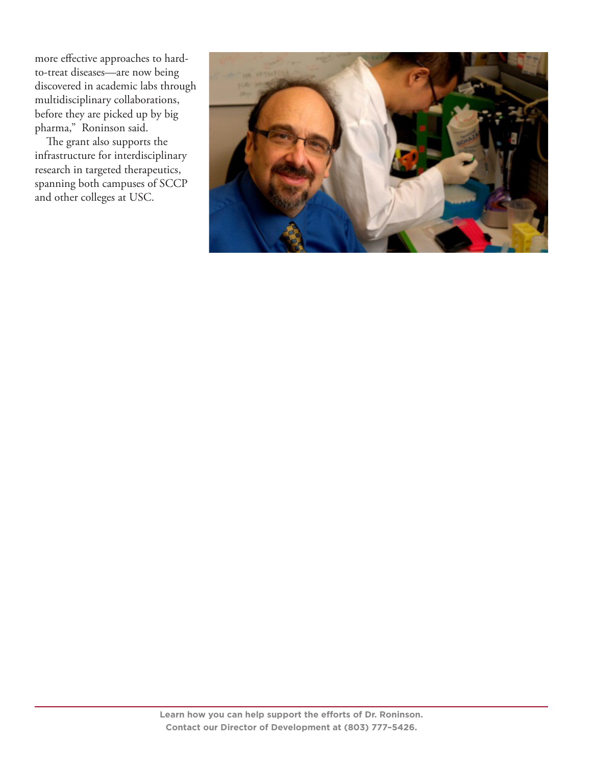more effective approaches to hard-to-treat diseases—are now being discovered in academic labs through multidisciplinary collaborations, before they are picked up by big pharma," Roninson said.

The grant also supports the infrastructure for interdisciplinary research in targeted therapeutics, spanning both campuses of SCCP and other colleges at USC.

**Learn how you can help support the efforts of Dr. Roninson.**
**Contact our Director of Development at (803) 777–5426.**